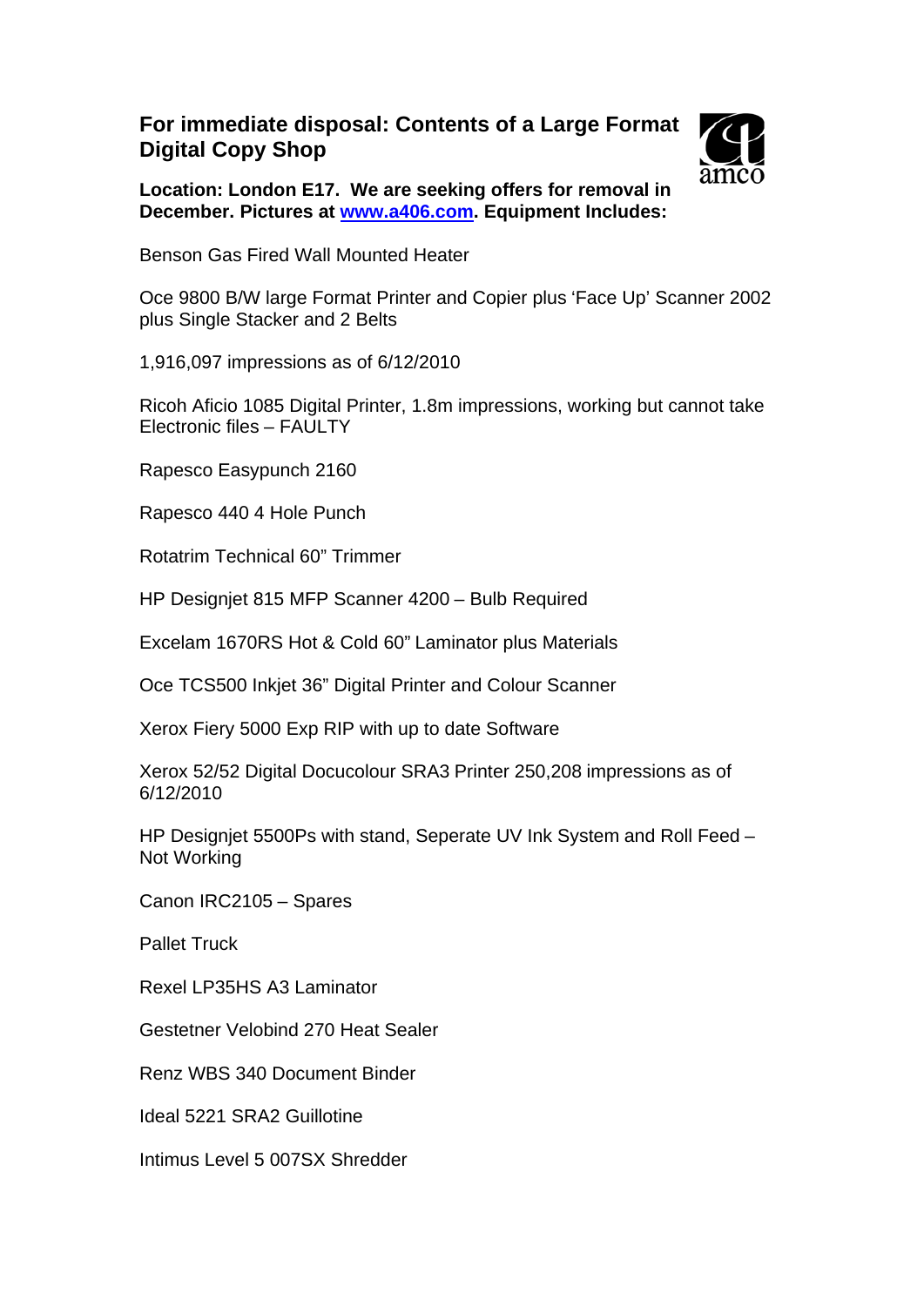# For immediate disposal: Contents of a Large Format Digital Copy Shop

**Location: London E17. We are seeking offers for removal in December. Pictures at [www.a406.com](http://www.a406.com). Equipment Includes:**

Benson Gas Fired Wall Mounted Heater

Oce 9800 B/W large Format Printer and Copier plus 'Face Up' Scanner 2002 plus Single Stacker and 2 Belts

1,916,097 impressions as of 6/12/2010

Ricoh Aficio 1085 Digital Printer, 1.8m impressions, working but cannot take Electronic files – FAULTY

Rapesco Easypunch 2160

Rapesco 440 4 Hole Punch

Rotatrim Technical 60" Trimmer

HP Designjet 815 MFP Scanner 4200 – Bulb Required

Excelam 1670RS Hot & Cold 60" Laminator plus Materials

Oce TCS500 Inkjet 36" Digital Printer and Colour Scanner

Xerox Fiery 5000 Exp RIP with up to date Software

Xerox 52/52 Digital Docucolour SRA3 Printer 250,208 impressions as of 6/12/2010

HP Designjet 5500Ps with stand, Seperate UV Ink System and Roll Feed – Not Working

Canon IRC2105 – Spares

Pallet Truck

Rexel LP35HS A3 Laminator

Gestetner Velobind 270 Heat Sealer

Renz WBS 340 Document Binder

Ideal 5221 SRA2 Guillotine

Intimus Level 5 007SX Shredder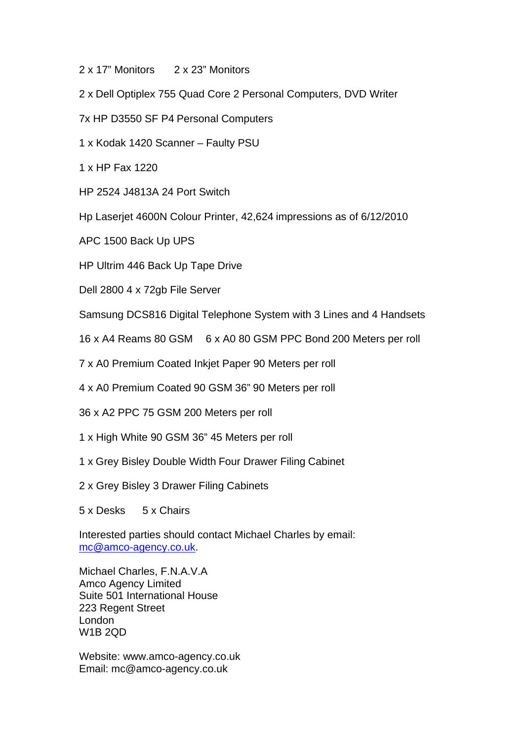2 x 17" Monitors 2 x 23" Monitors

2 x Dell Optiplex 755 Quad Core 2 Personal Computers, DVD Writer

7x HP D3550 SF P4 Personal Computers

1 x Kodak 1420 Scanner – Faulty PSU

1 x HP Fax 1220

HP 2524 J4813A 24 Port Switch

Hp Laserjet 4600N Colour Printer, 42,624 impressions as of 6/12/2010

APC 1500 Back Up UPS

HP Ultrim 446 Back Up Tape Drive

Dell 2800 4 x 72gb File Server

Samsung DCS816 Digital Telephone System with 3 Lines and 4 Handsets

16 x A4 Reams 80 GSM 6 x A0 80 GSM PPC Bond 200 Meters per roll

7 x A0 Premium Coated Inkjet Paper 90 Meters per roll

4 x A0 Premium Coated 90 GSM 36" 90 Meters per roll

36 x A2 PPC 75 GSM 200 Meters per roll

1 x High White 90 GSM 36" 45 Meters per roll

1 x Grey Bisley Double Width Four Drawer Filing Cabinet

2 x Grey Bisley 3 Drawer Filing Cabinets

5 x Desks 5 x Chairs

Interested parties should contact Michael Charles by email: mc@amco-agency.co.uk.

Michael Charles, F.N.A.V.A
Amco Agency Limited
Suite 501 International House
223 Regent Street
London
W1B 2QD

Website: www.amco-agency.co.uk
Email: mc@amco-agency.co.uk